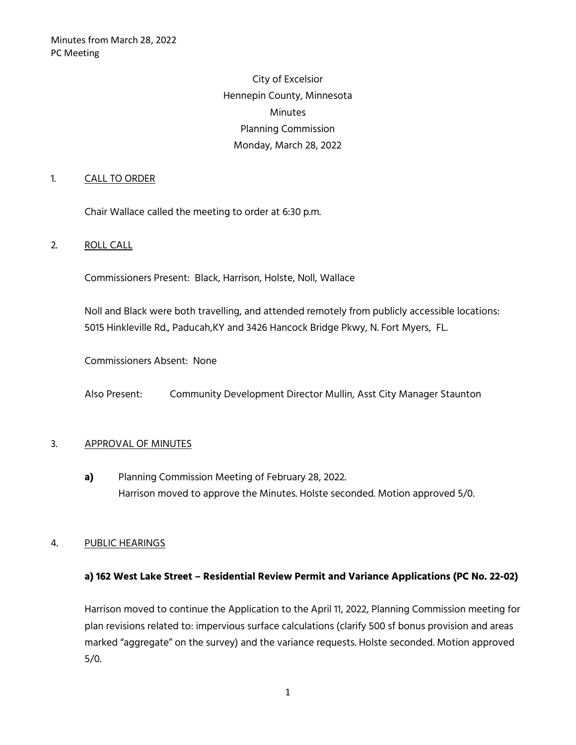City of Excelsior
Hennepin County, Minnesota
Minutes
Planning Commission
Monday, March 28, 2022

1. CALL TO ORDER

Chair Wallace called the meeting to order at 6:30 p.m.

2. ROLL CALL

Commissioners Present: Black, Harrison, Holste, Noll, Wallace

Noll and Black were both travelling, and attended remotely from publicly accessible locations: 5015 Hinkleville Rd., Paducah,KY and 3426 Hancock Bridge Pkwy, N. Fort Myers, FL.

Commissioners Absent: None

Also Present: Community Development Director Mullin, Asst City Manager Staunton

3. APPROVAL OF MINUTES

**a)** Planning Commission Meeting of February 28, 2022.
Harrison moved to approve the Minutes. Holste seconded. Motion approved 5/0.

4. PUBLIC HEARINGS

**a) 162 West Lake Street – Residential Review Permit and Variance Applications (PC No. 22-02)**

Harrison moved to continue the Application to the April 11, 2022, Planning Commission meeting for plan revisions related to: impervious surface calculations (clarify 500 sf bonus provision and areas marked "aggregate" on the survey) and the variance requests. Holste seconded. Motion approved 5/0.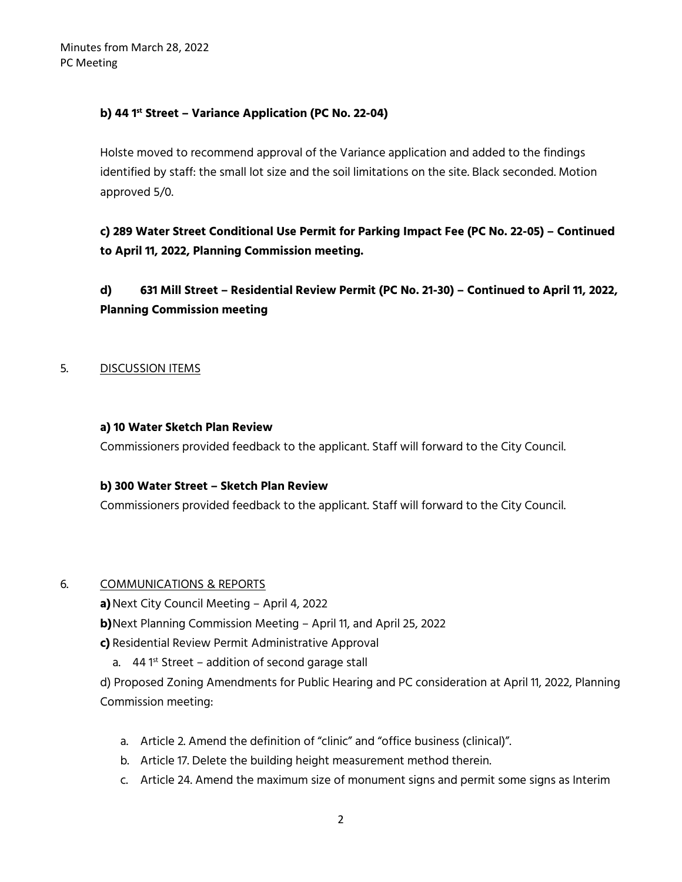**b) 44 1st Street – Variance Application (PC No. 22-04)**

Holste moved to recommend approval of the Variance application and added to the findings identified by staff: the small lot size and the soil limitations on the site. Black seconded. Motion approved 5/0.

**c) 289 Water Street Conditional Use Permit for Parking Impact Fee (PC No. 22-05) – Continued to April 11, 2022, Planning Commission meeting.**

**d) 631 Mill Street – Residential Review Permit (PC No. 21-30) – Continued to April 11, 2022, Planning Commission meeting**

5. DISCUSSION ITEMS

**a) 10 Water Sketch Plan Review**

Commissioners provided feedback to the applicant. Staff will forward to the City Council.

**b) 300 Water Street – Sketch Plan Review**

Commissioners provided feedback to the applicant. Staff will forward to the City Council.

6. COMMUNICATIONS & REPORTS

**a)** Next City Council Meeting – April 4, 2022

**b)** Next Planning Commission Meeting – April 11, and April 25, 2022

**c)** Residential Review Permit Administrative Approval

   a. 44 1st Street – addition of second garage stall

d) Proposed Zoning Amendments for Public Hearing and PC consideration at April 11, 2022, Planning Commission meeting:

   a. Article 2. Amend the definition of "clinic" and "office business (clinical)".
   b. Article 17. Delete the building height measurement method therein.
   c. Article 24. Amend the maximum size of monument signs and permit some signs as Interim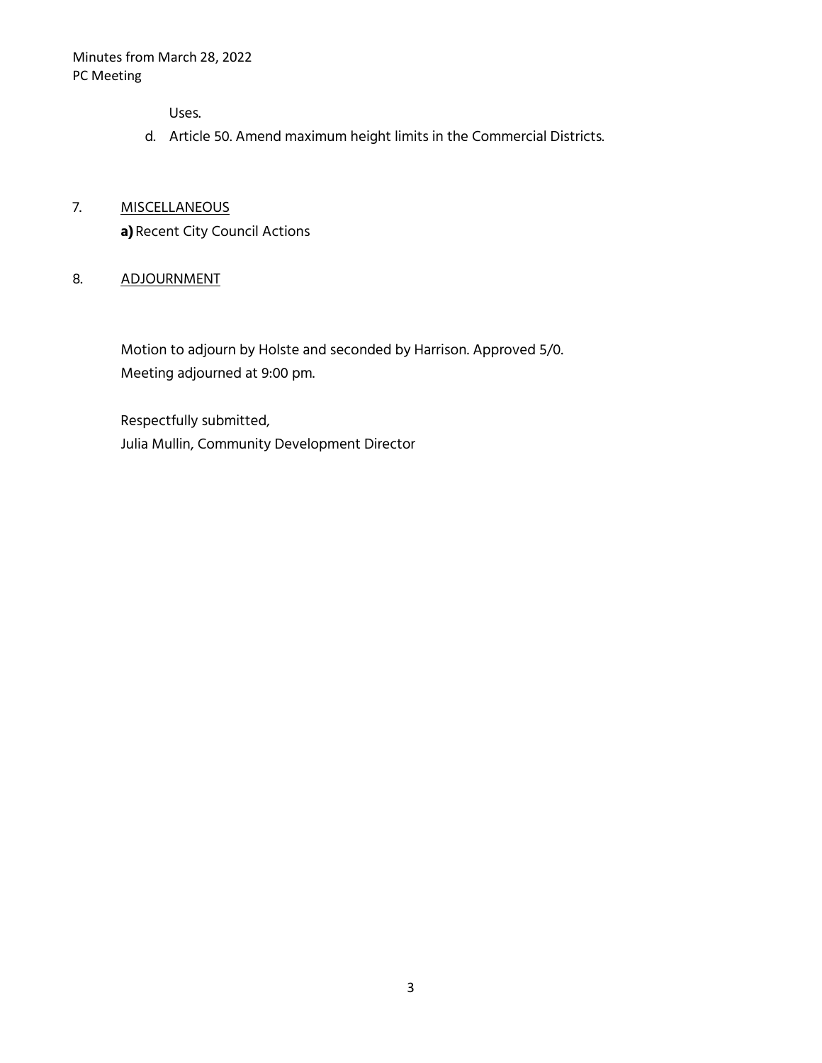Uses.

d. Article 50. Amend maximum height limits in the Commercial Districts.

7. MISCELLANEOUS

**a)** Recent City Council Actions

8. ADJOURNMENT

Motion to adjourn by Holste and seconded by Harrison. Approved 5/0.
Meeting adjourned at 9:00 pm.

Respectfully submitted,
Julia Mullin, Community Development Director